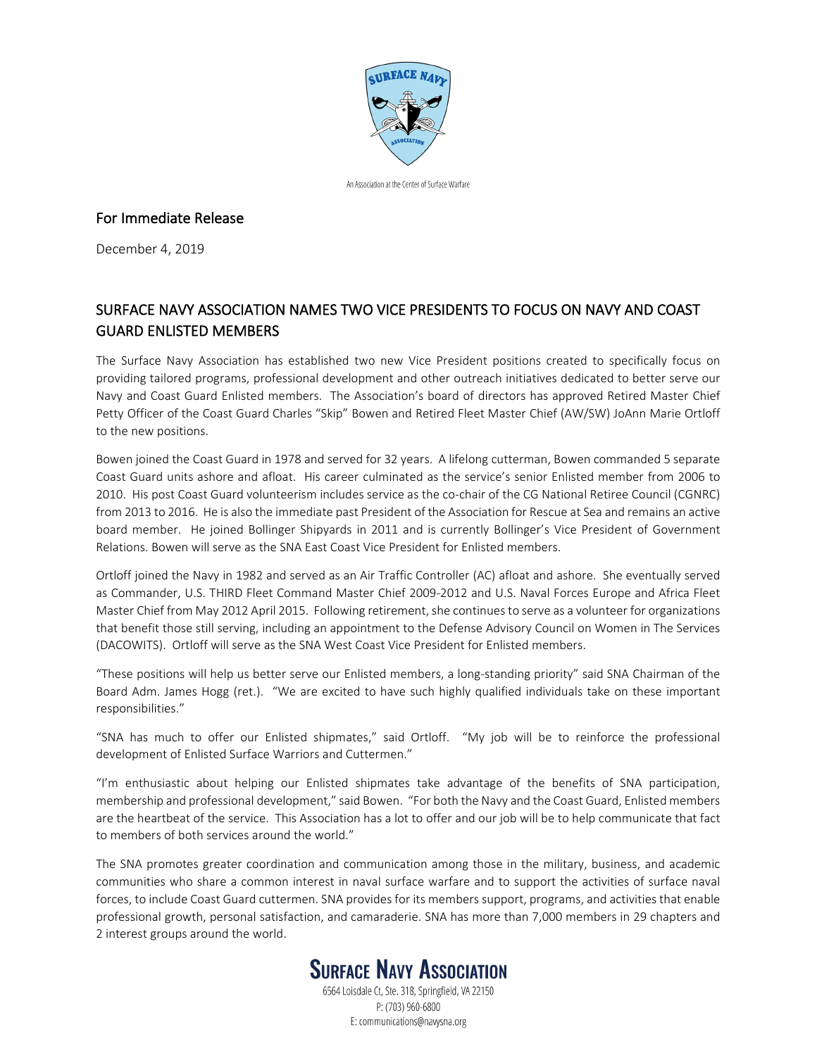An Association at the Center of Surface Warfare

## For Immediate Release

December 4, 2019

## SURFACE NAVY ASSOCIATION NAMES TWO VICE PRESIDENTS TO FOCUS ON NAVY AND COAST GUARD ENLISTED MEMBERS

The Surface Navy Association has established two new Vice President positions created to specifically focus on providing tailored programs, professional development and other outreach initiatives dedicated to better serve our Navy and Coast Guard Enlisted members. The Association's board of directors has approved Retired Master Chief Petty Officer of the Coast Guard Charles "Skip" Bowen and Retired Fleet Master Chief (AW/SW) JoAnn Marie Ortloff to the new positions.

Bowen joined the Coast Guard in 1978 and served for 32 years. A lifelong cutterman, Bowen commanded 5 separate Coast Guard units ashore and afloat. His career culminated as the service's senior Enlisted member from 2006 to 2010. His post Coast Guard volunteerism includes service as the co-chair of the CG National Retiree Council (CGNRC) from 2013 to 2016. He is also the immediate past President of the Association for Rescue at Sea and remains an active board member. He joined Bollinger Shipyards in 2011 and is currently Bollinger's Vice President of Government Relations. Bowen will serve as the SNA East Coast Vice President for Enlisted members.

Ortloff joined the Navy in 1982 and served as an Air Traffic Controller (AC) afloat and ashore. She eventually served as Commander, U.S. THIRD Fleet Command Master Chief 2009-2012 and U.S. Naval Forces Europe and Africa Fleet Master Chief from May 2012 April 2015. Following retirement, she continues to serve as a volunteer for organizations that benefit those still serving, including an appointment to the Defense Advisory Council on Women in The Services (DACOWITS). Ortloff will serve as the SNA West Coast Vice President for Enlisted members.

"These positions will help us better serve our Enlisted members, a long-standing priority" said SNA Chairman of the Board Adm. James Hogg (ret.). "We are excited to have such highly qualified individuals take on these important responsibilities."

"SNA has much to offer our Enlisted shipmates," said Ortloff. "My job will be to reinforce the professional development of Enlisted Surface Warriors and Cuttermen."

"I'm enthusiastic about helping our Enlisted shipmates take advantage of the benefits of SNA participation, membership and professional development," said Bowen. "For both the Navy and the Coast Guard, Enlisted members are the heartbeat of the service. This Association has a lot to offer and our job will be to help communicate that fact to members of both services around the world."

The SNA promotes greater coordination and communication among those in the military, business, and academic communities who share a common interest in naval surface warfare and to support the activities of surface naval forces, to include Coast Guard cuttermen. SNA provides for its members support, programs, and activities that enable professional growth, personal satisfaction, and camaraderie. SNA has more than 7,000 members in 29 chapters and 2 interest groups around the world.

**SURFACE NAVY ASSOCIATION**

6564 Loisdale Ct, Ste. 318, Springfield, VA 22150
P: (703) 960-6800
E: communications@navysna.org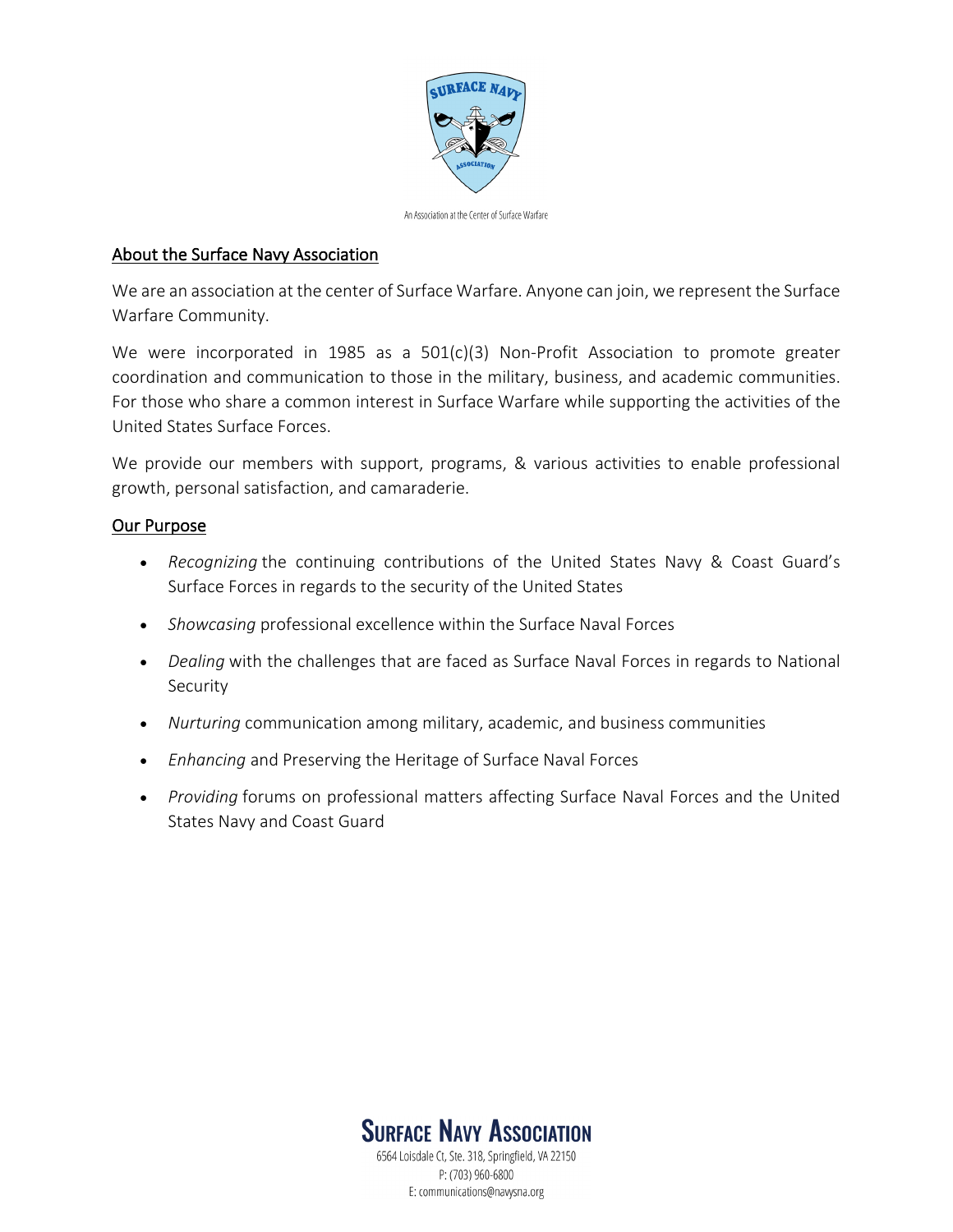An Association at the Center of Surface Warfare

## About the Surface Navy Association

We are an association at the center of Surface Warfare. Anyone can join, we represent the Surface Warfare Community.

We were incorporated in 1985 as a 501(c)(3) Non-Profit Association to promote greater coordination and communication to those in the military, business, and academic communities. For those who share a common interest in Surface Warfare while supporting the activities of the United States Surface Forces.

We provide our members with support, programs, & various activities to enable professional growth, personal satisfaction, and camaraderie.

## Our Purpose

- *Recognizing* the continuing contributions of the United States Navy & Coast Guard's Surface Forces in regards to the security of the United States
- *Showcasing* professional excellence within the Surface Naval Forces
- *Dealing* with the challenges that are faced as Surface Naval Forces in regards to National Security
- *Nurturing* communication among military, academic, and business communities
- *Enhancing* and Preserving the Heritage of Surface Naval Forces
- *Providing* forums on professional matters affecting Surface Naval Forces and the United States Navy and Coast Guard

**Surface Navy Association**
6564 Loisdale Ct, Ste. 318, Springfield, VA 22150
P: (703) 960-6800
E: communications@navysna.org